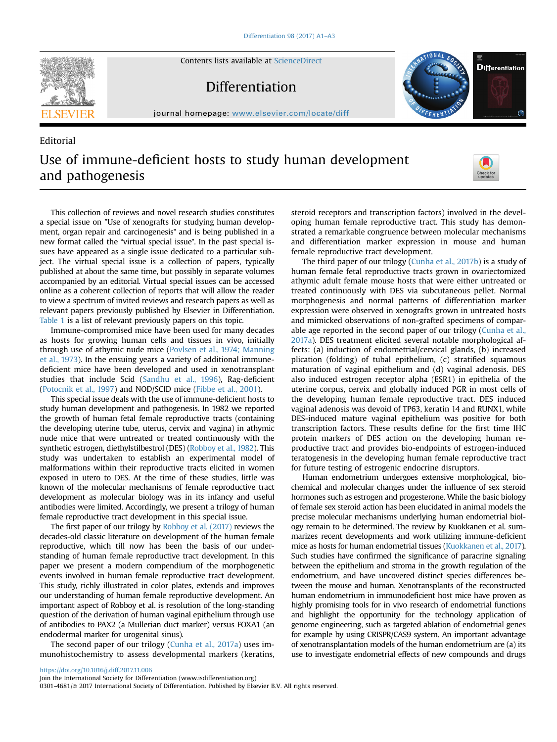Editorial

# Use of immune-deficient hosts to study human development and pathogenesis

This collection of reviews and novel research studies constitutes a special issue on "Use of xenografts for studying human development, organ repair and carcinogenesis" and is being published in a new format called the "virtual special issue". In the past special issues have appeared as a single issue dedicated to a particular subject. The virtual special issue is a collection of papers, typically published at about the same time, but possibly in separate volumes accompanied by an editorial. Virtual special issues can be accessed online as a coherent collection of reports that will allow the reader to view a spectrum of invited reviews and research papers as well as relevant papers previously published by Elsevier in Differentiation. Table 1 is a list of relevant previously papers on this topic.

Immune-compromised mice have been used for many decades as hosts for growing human cells and tissues in vivo, initially through use of athymic nude mice (Povlsen et al., 1974; Manning et al., 1973). In the ensuing years a variety of additional immune-deficient mice have been developed and used in xenotransplant studies that include Scid (Sandhu et al., 1996), Rag-deficient (Potocnik et al., 1997) and NOD/SCID mice (Fibbe et al., 2001).

This special issue deals with the use of immune-deficient hosts to study human development and pathogenesis. In 1982 we reported the growth of human fetal female reproductive tracts (containing the developing uterine tube, uterus, cervix and vagina) in athymic nude mice that were untreated or treated continuously with the synthetic estrogen, diethylstilbestrol (DES) (Robboy et al., 1982). This study was undertaken to establish an experimental model of malformations within their reproductive tracts elicited in women exposed in utero to DES. At the time of these studies, little was known of the molecular mechanisms of female reproductive tract development as molecular biology was in its infancy and useful antibodies were limited. Accordingly, we present a trilogy of human female reproductive tract development in this special issue.

The first paper of our trilogy by Robboy et al. (2017) reviews the decades-old classic literature on development of the human female reproductive, which till now has been the basis of our understanding of human female reproductive tract development. In this paper we present a modern compendium of the morphogenetic events involved in human female reproductive tract development. This study, richly illustrated in color plates, extends and improves our understanding of human female reproductive development. An important aspect of Robboy et al. is resolution of the long-standing question of the derivation of human vaginal epithelium through use of antibodies to PAX2 (a Mullerian duct marker) versus FOXA1 (an endodermal marker for urogenital sinus).

The second paper of our trilogy (Cunha et al., 2017a) uses immunohistochemistry to assess developmental markers (keratins, steroid receptors and transcription factors) involved in the developing human female reproductive tract. This study has demonstrated a remarkable congruence between molecular mechanisms and differentiation marker expression in mouse and human female reproductive tract development.

The third paper of our trilogy (Cunha et al., 2017b) is a study of human female fetal reproductive tracts grown in ovariectomized athymic adult female mouse hosts that were either untreated or treated continuously with DES via subcutaneous pellet. Normal morphogenesis and normal patterns of differentiation marker expression were observed in xenografts grown in untreated hosts and mimicked observations of non-grafted specimens of comparable age reported in the second paper of our trilogy (Cunha et al., 2017a). DES treatment elicited several notable morphological affects: (a) induction of endometrial/cervical glands, (b) increased plication (folding) of tubal epithelium, (c) stratified squamous maturation of vaginal epithelium and (d) vaginal adenosis. DES also induced estrogen receptor alpha (ESR1) in epithelia of the uterine corpus, cervix and globally induced PGR in most cells of the developing human female reproductive tract. DES induced vaginal adenosis was devoid of TP63, keratin 14 and RUNX1, while DES-induced mature vaginal epithelium was positive for both transcription factors. These results define for the first time IHC protein markers of DES action on the developing human reproductive tract and provides bio-endpoints of estrogen-induced teratogenesis in the developing human female reproductive tract for future testing of estrogenic endocrine disruptors.

Human endometrium undergoes extensive morphological, biochemical and molecular changes under the influence of sex steroid hormones such as estrogen and progesterone. While the basic biology of female sex steroid action has been elucidated in animal models the precise molecular mechanisms underlying human endometrial biology remain to be determined. The review by Kuokkanen et al. summarizes recent developments and work utilizing immune-deficient mice as hosts for human endometrial tissues (Kuokkanen et al., 2017). Such studies have confirmed the significance of paracrine signaling between the epithelium and stroma in the growth regulation of the endometrium, and have uncovered distinct species differences between the mouse and human. Xenotransplants of the reconstructed human endometrium in immunodeficient host mice have proven as highly promising tools for in vivo research of endometrial functions and highlight the opportunity for the technology application of genome engineering, such as targeted ablation of endometrial genes for example by using CRISPR/CAS9 system. An important advantage of xenotransplantation models of the human endometrium are (a) its use to investigate endometrial effects of new compounds and drugs

https://doi.org/10.1016/j.diff.2017.11.006

Join the International Society for Differentiation (www.isdifferentiation.org)

0301-4681/© 2017 International Society of Differentiation. Published by Elsevier B.V. All rights reserved.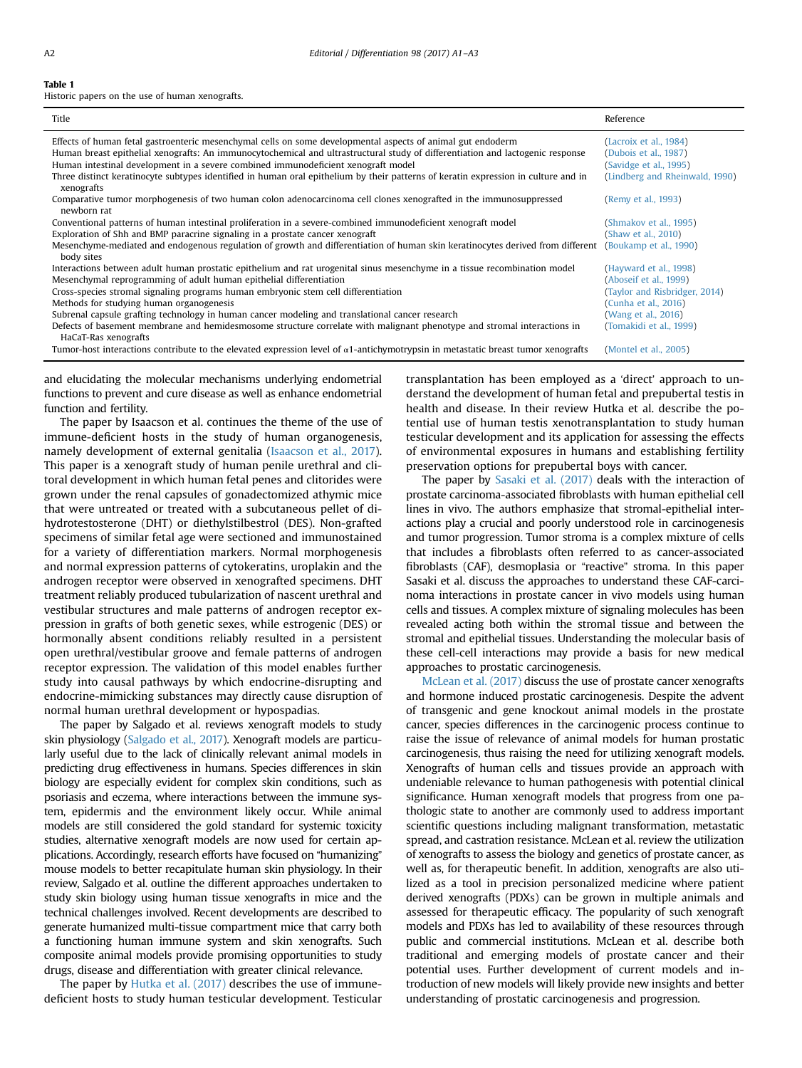**Table 1**
Historic papers on the use of human xenografts.

| Title | Reference |
|---|---|
| Effects of human fetal gastroenteric mesenchymal cells on some developmental aspects of animal gut endoderm | (Lacroix et al., 1984) |
| Human breast epithelial xenografts: An immunocytochemical and ultrastructural study of differentiation and lactogenic response | (Dubois et al., 1987) |
| Human intestinal development in a severe combined immunodeficient xenograft model | (Savidge et al., 1995) |
| Three distinct keratinocyte subtypes identified in human oral epithelium by their patterns of keratin expression in culture and in xenografts | (Lindberg and Rheinwald, 1990) |
| Comparative tumor morphogenesis of two human colon adenocarcinoma cell clones xenografted in the immunosuppressed newborn rat | (Remy et al., 1993) |
| Conventional patterns of human intestinal proliferation in a severe-combined immunodeficient xenograft model | (Shmakov et al., 1995) |
| Exploration of Shh and BMP paracrine signaling in a prostate cancer xenograft | (Shaw et al., 2010) |
| Mesenchyme-mediated and endogenous regulation of growth and differentiation of human skin keratinocytes derived from different body sites | (Boukamp et al., 1990) |
| Interactions between adult human prostatic epithelium and rat urogenital sinus mesenchyme in a tissue recombination model | (Hayward et al., 1998) |
| Mesenchymal reprogramming of adult human epithelial differentiation | (Aboseif et al., 1999) |
| Cross-species stromal signaling programs human embryonic stem cell differentiation | (Taylor and Risbridger, 2014) |
| Methods for studying human organogenesis | (Cunha et al., 2016) |
| Subrenal capsule grafting technology in human cancer modeling and translational cancer research | (Wang et al., 2016) |
| Defects of basement membrane and hemidesmosome structure correlate with malignant phenotype and stromal interactions in HaCaT-Ras xenografts | (Tomakidi et al., 1999) |
| Tumor-host interactions contribute to the elevated expression level of $\alpha$1-antichymotrypsin in metastatic breast tumor xenografts | (Montel et al., 2005) |

and elucidating the molecular mechanisms underlying endometrial functions to prevent and cure disease as well as enhance endometrial function and fertility.

The paper by Isaacson et al. continues the theme of the use of immune-deficient hosts in the study of human organogenesis, namely development of external genitalia (Isaacson et al., 2017). This paper is a xenograft study of human penile urethral and clitoral development in which human fetal penes and clitorides were grown under the renal capsules of gonadectomized athymic mice that were untreated or treated with a subcutaneous pellet of dihydrotestosterone (DHT) or diethylstilbestrol (DES). Non-grafted specimens of similar fetal age were sectioned and immunostained for a variety of differentiation markers. Normal morphogenesis and normal expression patterns of cytokeratins, uroplakin and the androgen receptor were observed in xenografted specimens. DHT treatment reliably produced tubularization of nascent urethral and vestibular structures and male patterns of androgen receptor expression in grafts of both genetic sexes, while estrogenic (DES) or hormonally absent conditions reliably resulted in a persistent open urethral/vestibular groove and female patterns of androgen receptor expression. The validation of this model enables further study into causal pathways by which endocrine-disrupting and endocrine-mimicking substances may directly cause disruption of normal human urethral development or hypospadias.

The paper by Salgado et al. reviews xenograft models to study skin physiology (Salgado et al., 2017). Xenograft models are particularly useful due to the lack of clinically relevant animal models in predicting drug effectiveness in humans. Species differences in skin biology are especially evident for complex skin conditions, such as psoriasis and eczema, where interactions between the immune system, epidermis and the environment likely occur. While animal models are still considered the gold standard for systemic toxicity studies, alternative xenograft models are now used for certain applications. Accordingly, research efforts have focused on "humanizing" mouse models to better recapitulate human skin physiology. In their review, Salgado et al. outline the different approaches undertaken to study skin biology using human tissue xenografts in mice and the technical challenges involved. Recent developments are described to generate humanized multi-tissue compartment mice that carry both a functioning human immune system and skin xenografts. Such composite animal models provide promising opportunities to study drugs, disease and differentiation with greater clinical relevance.

The paper by Hutka et al. (2017) describes the use of immune-deficient hosts to study human testicular development. Testicular transplantation has been employed as a 'direct' approach to understand the development of human fetal and prepubertal testis in health and disease. In their review Hutka et al. describe the potential use of human testis xenotransplantation to study human testicular development and its application for assessing the effects of environmental exposures in humans and establishing fertility preservation options for prepubertal boys with cancer.

The paper by Sasaki et al. (2017) deals with the interaction of prostate carcinoma-associated fibroblasts with human epithelial cell lines in vivo. The authors emphasize that stromal-epithelial interactions play a crucial and poorly understood role in carcinogenesis and tumor progression. Tumor stroma is a complex mixture of cells that includes a fibroblasts often referred to as cancer-associated fibroblasts (CAF), desmoplasia or "reactive" stroma. In this paper Sasaki et al. discuss the approaches to understand these CAF-carcinoma interactions in prostate cancer in vivo models using human cells and tissues. A complex mixture of signaling molecules has been revealed acting both within the stromal tissue and between the stromal and epithelial tissues. Understanding the molecular basis of these cell-cell interactions may provide a basis for new medical approaches to prostatic carcinogenesis.

McLean et al. (2017) discuss the use of prostate cancer xenografts and hormone induced prostatic carcinogenesis. Despite the advent of transgenic and gene knockout animal models in the prostate cancer, species differences in the carcinogenic process continue to raise the issue of relevance of animal models for human prostatic carcinogenesis, thus raising the need for utilizing xenograft models. Xenografts of human cells and tissues provide an approach with undeniable relevance to human pathogenesis with potential clinical significance. Human xenograft models that progress from one pathologic state to another are commonly used to address important scientific questions including malignant transformation, metastatic spread, and castration resistance. McLean et al. review the utilization of xenografts to assess the biology and genetics of prostate cancer, as well as, for therapeutic benefit. In addition, xenografts are also utilized as a tool in precision personalized medicine where patient derived xenografts (PDXs) can be grown in multiple animals and assessed for therapeutic efficacy. The popularity of such xenograft models and PDXs has led to availability of these resources through public and commercial institutions. McLean et al. describe both traditional and emerging models of prostate cancer and their potential uses. Further development of current models and introduction of new models will likely provide new insights and better understanding of prostatic carcinogenesis and progression.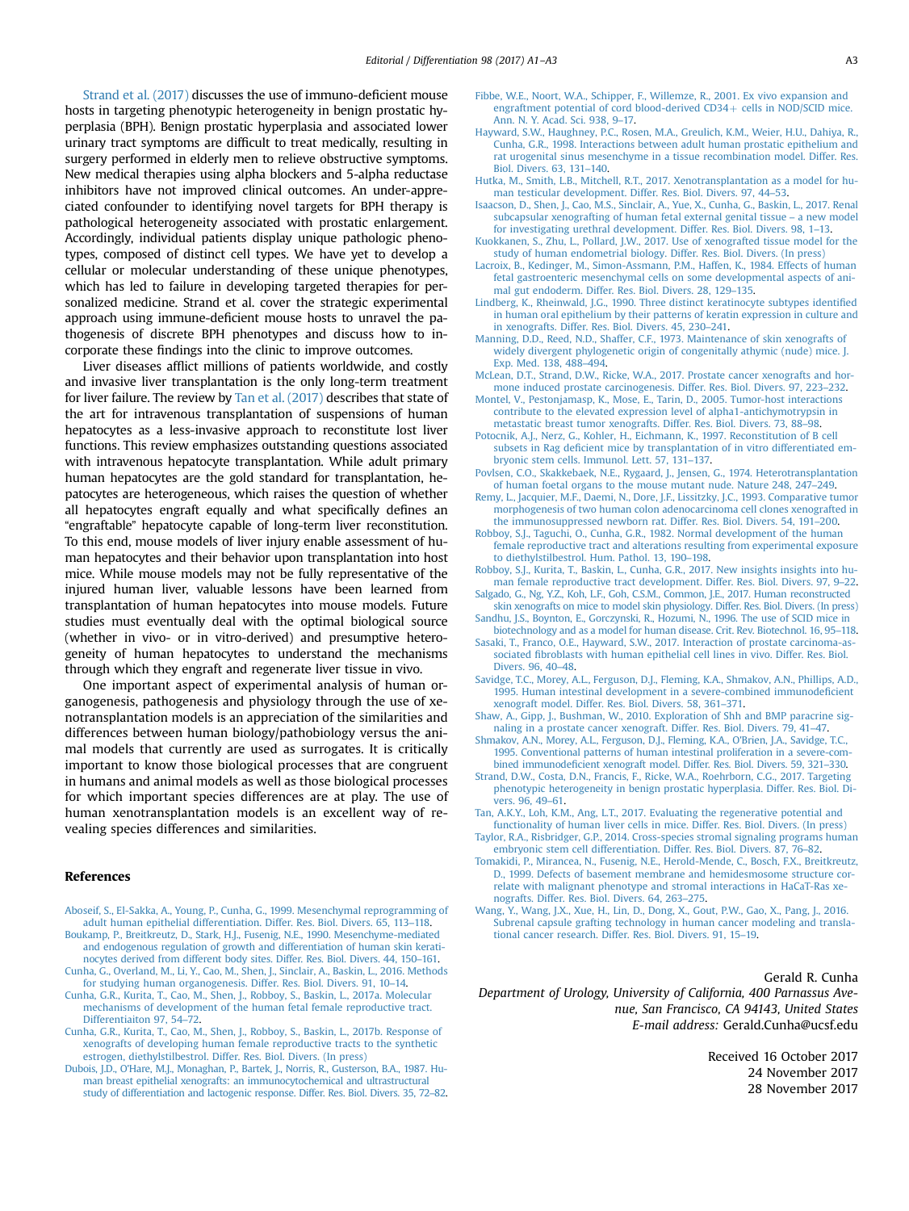Strand et al. (2017) discusses the use of immuno-deficient mouse hosts in targeting phenotypic heterogeneity in benign prostatic hyperplasia (BPH). Benign prostatic hyperplasia and associated lower urinary tract symptoms are difficult to treat medically, resulting in surgery performed in elderly men to relieve obstructive symptoms. New medical therapies using alpha blockers and 5-alpha reductase inhibitors have not improved clinical outcomes. An under-appreciated confounder to identifying novel targets for BPH therapy is pathological heterogeneity associated with prostatic enlargement. Accordingly, individual patients display unique pathologic phenotypes, composed of distinct cell types. We have yet to develop a cellular or molecular understanding of these unique phenotypes, which has led to failure in developing targeted therapies for personalized medicine. Strand et al. cover the strategic experimental approach using immune-deficient mouse hosts to unravel the pathogenesis of discrete BPH phenotypes and discuss how to incorporate these findings into the clinic to improve outcomes.

Liver diseases afflict millions of patients worldwide, and costly and invasive liver transplantation is the only long-term treatment for liver failure. The review by Tan et al. (2017) describes that state of the art for intravenous transplantation of suspensions of human hepatocytes as a less-invasive approach to reconstitute lost liver functions. This review emphasizes outstanding questions associated with intravenous hepatocyte transplantation. While adult primary human hepatocytes are the gold standard for transplantation, hepatocytes are heterogeneous, which raises the question of whether all hepatocytes engraft equally and what specifically defines an "engraftable" hepatocyte capable of long-term liver reconstitution. To this end, mouse models of liver injury enable assessment of human hepatocytes and their behavior upon transplantation into host mice. While mouse models may not be fully representative of the injured human liver, valuable lessons have been learned from transplantation of human hepatocytes into mouse models. Future studies must eventually deal with the optimal biological source (whether in vivo- or in vitro-derived) and presumptive heterogeneity of human hepatocytes to understand the mechanisms through which they engraft and regenerate liver tissue in vivo.

One important aspect of experimental analysis of human organogenesis, pathogenesis and physiology through the use of xenotransplantation models is an appreciation of the similarities and differences between human biology/pathobiology versus the animal models that currently are used as surrogates. It is critically important to know those biological processes that are congruent in humans and animal models as well as those biological processes for which important species differences are at play. The use of human xenotransplantation models is an excellent way of revealing species differences and similarities.

## References

Aboseif, S., El-Sakka, A., Young, P., Cunha, G., 1999. Mesenchymal reprogramming of adult human epithelial differentiation. Differ. Res. Biol. Divers. 65, 113–118.

Boukamp, P., Breitkreutz, D., Stark, H.J., Fusenig, N.E., 1990. Mesenchyme-mediated and endogenous regulation of growth and differentiation of human skin keratinocytes derived from different body sites. Differ. Res. Biol. Divers. 44, 150–161.

Cunha, G., Overland, M., Li, Y., Cao, M., Shen, J., Sinclair, A., Baskin, L., 2016. Methods for studying human organogenesis. Differ. Res. Biol. Divers. 91, 10–14.

Cunha, G.R., Kurita, T., Cao, M., Shen, J., Robboy, S., Baskin, L., 2017a. Molecular mechanisms of development of the human fetal female reproductive tract. Differentiaiton 97, 54–72.

Cunha, G.R., Kurita, T., Cao, M., Shen, J., Robboy, S., Baskin, L., 2017b. Response of xenografts of developing human female reproductive tracts to the synthetic estrogen, diethylstilbestrol. Differ. Res. Biol. Divers. (In press)

Dubois, J.D., O'Hare, M.J., Monaghan, P., Bartek, J., Norris, R., Gusterson, B.A., 1987. Human breast epithelial xenografts: an immunocytochemical and ultrastructural study of differentiation and lactogenic response. Differ. Res. Biol. Divers. 35, 72–82.

Fibbe, W.E., Noort, W.A., Schipper, F., Willemze, R., 2001. Ex vivo expansion and engraftment potential of cord blood-derived CD34+ cells in NOD/SCID mice. Ann. N. Y. Acad. Sci. 938, 9–17.

Hayward, S.W., Haughney, P.C., Rosen, M.A., Greulich, K.M., Weier, H.U., Dahiya, R., Cunha, G.R., 1998. Interactions between adult human prostatic epithelium and rat urogenital sinus mesenchyme in a tissue recombination model. Differ. Res. Biol. Divers. 63, 131–140.

Hutka, M., Smith, L.B., Mitchell, R.T., 2017. Xenotransplantation as a model for human testicular development. Differ. Res. Biol. Divers. 97, 44–53.

Isaacson, D., Shen, J., Cao, M.S., Sinclair, A., Yue, X., Cunha, G., Baskin, L., 2017. Renal subcapsular xenografting of human fetal external genital tissue – a new model for investigating urethral development. Differ. Res. Biol. Divers. 98, 1–13.

Kuokkanen, S., Zhu, L., Pollard, J.W., 2017. Use of xenografted tissue model for the study of human endometrial biology. Differ. Res. Biol. Divers. (In press)

Lacroix, B., Kedinger, M., Simon-Assmann, P.M., Haffen, K., 1984. Effects of human fetal gastroenteric mesenchymal cells on some developmental aspects of animal gut endoderm. Differ. Res. Biol. Divers. 28, 129–135.

Lindberg, K., Rheinwald, J.G., 1990. Three distinct keratinocyte subtypes identified in human oral epithelium by their patterns of keratin expression in culture and in xenografts. Differ. Res. Biol. Divers. 45, 230–241.

Manning, D.D., Reed, N.D., Shaffer, C.F., 1973. Maintenance of skin xenografts of widely divergent phylogenetic origin of congenitally athymic (nude) mice. J. Exp. Med. 138, 488–494.

McLean, D.T., Strand, D.W., Ricke, W.A., 2017. Prostate cancer xenografts and hormone induced prostate carcinogenesis. Differ. Res. Biol. Divers. 97, 223–232.

Montel, V., Pestonjamasp, K., Mose, E., Tarin, D., 2005. Tumor-host interactions contribute to the elevated expression level of alpha1-antichymotrypsin in metastatic breast tumor xenografts. Differ. Res. Biol. Divers. 73, 88–98.

Potocnik, A.J., Nerz, G., Kohler, H., Eichmann, K., 1997. Reconstitution of B cell subsets in Rag deficient mice by transplantation of in vitro differentiated embryonic stem cells. Immunol. Lett. 57, 131–137.

Povlsen, C.O., Skakkebaek, N.E., Rygaard, J., Jensen, G., 1974. Heterotransplantation of human foetal organs to the mouse mutant nude. Nature 248, 247–249.

Remy, L., Jacquier, M.F., Daemi, N., Dore, J.F., Lissitzky, J.C., 1993. Comparative tumor morphogenesis of two human colon adenocarcinoma cell clones xenografted in the immunosuppressed newborn rat. Differ. Res. Biol. Divers. 54, 191–200.

Robboy, S.J., Taguchi, O., Cunha, G.R., 1982. Normal development of the human female reproductive tract and alterations resulting from experimental exposure to diethylstilbestrol. Hum. Pathol. 13, 190–198.

Robboy, S.J., Kurita, T., Baskin, L., Cunha, G.R., 2017. New insights insights into human female reproductive tract development. Differ. Res. Biol. Divers. 97, 9–22.

Salgado, G., Ng, Y.Z., Koh, L.F., Goh, C.S.M., Common, J.E., 2017. Human reconstructed skin xenografts on mice to model skin physiology. Differ. Res. Biol. Divers. (In press)

Sandhu, J.S., Boynton, E., Gorczynski, R., Hozumi, N., 1996. The use of SCID mice in biotechnology and as a model for human disease. Crit. Rev. Biotechnol. 16, 95–118.

Sasaki, T., Franco, O.E., Hayward, S.W., 2017. Interaction of prostate carcinoma-associated fibroblasts with human epithelial cell lines in vivo. Differ. Res. Biol. Divers. 96, 40–48.

Savidge, T.C., Morey, A.L., Ferguson, D.J., Fleming, K.A., Shmakov, A.N., Phillips, A.D., 1995. Human intestinal development in a severe-combined immunodeficient xenograft model. Differ. Res. Biol. Divers. 58, 361–371.

Shaw, A., Gipp, J., Bushman, W., 2010. Exploration of Shh and BMP paracrine signaling in a prostate cancer xenograft. Differ. Res. Biol. Divers. 79, 41–47.

Shmakov, A.N., Morey, A.L., Ferguson, D.J., Fleming, K.A., O'Brien, J.A., Savidge, T.C., 1995. Conventional patterns of human intestinal proliferation in a severe-combined immunodeficient xenograft model. Differ. Res. Biol. Divers. 59, 321–330.

Strand, D.W., Costa, D.N., Francis, F., Ricke, W.A., Roehrborn, C.G., 2017. Targeting phenotypic heterogeneity in benign prostatic hyperplasia. Differ. Res. Biol. Divers. 96, 49–61.

Tan, A.K.Y., Loh, K.M., Ang, L.T., 2017. Evaluating the regenerative potential and functionality of human liver cells in mice. Differ. Res. Biol. Divers. (In press)

Taylor, R.A., Risbridger, G.P., 2014. Cross-species stromal signaling programs human embryonic stem cell differentiation. Differ. Res. Biol. Divers. 87, 76–82.

Tomakidi, P., Mirancea, N., Fusenig, N.E., Herold-Mende, C., Bosch, F.X., Breitkreutz, D., 1999. Defects of basement membrane and hemidesmosome structure correlate with malignant phenotype and stromal interactions in HaCaT-Ras xenografts. Differ. Res. Biol. Divers. 64, 263–275.

Wang, Y., Wang, J.X., Xue, H., Lin, D., Dong, X., Gout, P.W., Gao, X., Pang, J., 2016. Subrenal capsule grafting technology in human cancer modeling and translational cancer research. Differ. Res. Biol. Divers. 91, 15–19.

Gerald R. Cunha
*Department of Urology, University of California, 400 Parnassus Avenue, San Francisco, CA 94143, United States*
*E-mail address:* Gerald.Cunha@ucsf.edu

Received 16 October 2017
24 November 2017
28 November 2017